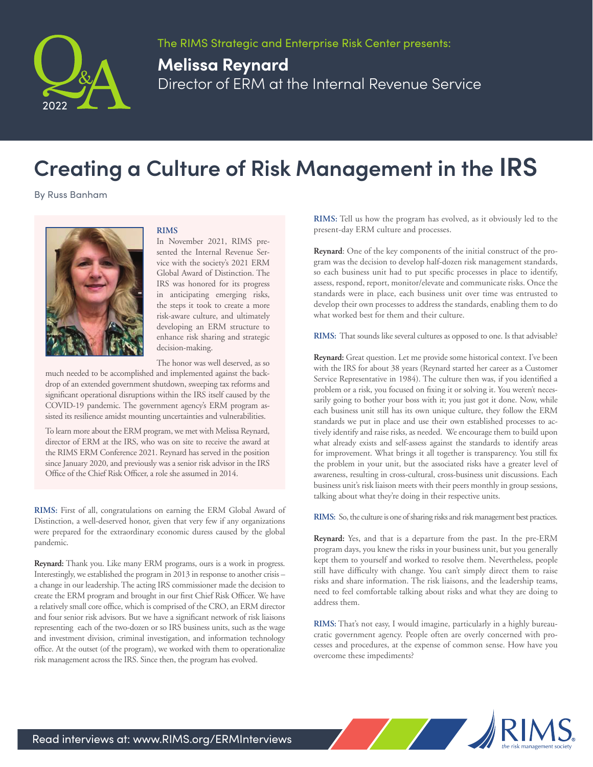The RIMS Strategic and Enterprise Risk Center presents:

**Melissa Reynard**
Director of ERM at the Internal Revenue Service

# Creating a Culture of Risk Management in the IRS

By Russ Banham

**RIMS**

In November 2021, RIMS presented the Internal Revenue Service with the society's 2021 ERM Global Award of Distinction. The IRS was honored for its progress in anticipating emerging risks, the steps it took to create a more risk-aware culture, and ultimately developing an ERM structure to enhance risk sharing and strategic decision-making.

The honor was well deserved, as so much needed to be accomplished and implemented against the backdrop of an extended government shutdown, sweeping tax reforms and significant operational disruptions within the IRS itself caused by the COVID-19 pandemic. The government agency's ERM program assisted its resilience amidst mounting uncertainties and vulnerabilities.

To learn more about the ERM program, we met with Melissa Reynard, director of ERM at the IRS, who was on site to receive the award at the RIMS ERM Conference 2021. Reynard has served in the position since January 2020, and previously was a senior risk advisor in the IRS Office of the Chief Risk Officer, a role she assumed in 2014.

**RIMS:** First of all, congratulations on earning the ERM Global Award of Distinction, a well-deserved honor, given that very few if any organizations were prepared for the extraordinary economic duress caused by the global pandemic.

**Reynard:** Thank you. Like many ERM programs, ours is a work in progress. Interestingly, we established the program in 2013 in response to another crisis – a change in our leadership. The acting IRS commissioner made the decision to create the ERM program and brought in our first Chief Risk Officer. We have a relatively small core office, which is comprised of the CRO, an ERM director and four senior risk advisors. But we have a significant network of risk liaisons representing each of the two-dozen or so IRS business units, such as the wage and investment division, criminal investigation, and information technology office. At the outset (of the program), we worked with them to operationalize risk management across the IRS. Since then, the program has evolved.

**RIMS:** Tell us how the program has evolved, as it obviously led to the present-day ERM culture and processes.

**Reynard**: One of the key components of the initial construct of the program was the decision to develop half-dozen risk management standards, so each business unit had to put specific processes in place to identify, assess, respond, report, monitor/elevate and communicate risks. Once the standards were in place, each business unit over time was entrusted to develop their own processes to address the standards, enabling them to do what worked best for them and their culture.

**RIMS:** That sounds like several cultures as opposed to one. Is that advisable?

**Reynard:** Great question. Let me provide some historical context. I've been with the IRS for about 38 years (Reynard started her career as a Customer Service Representative in 1984). The culture then was, if you identified a problem or a risk, you focused on fixing it or solving it. You weren't necessarily going to bother your boss with it; you just got it done. Now, while each business unit still has its own unique culture, they follow the ERM standards we put in place and use their own established processes to actively identify and raise risks, as needed. We encourage them to build upon what already exists and self-assess against the standards to identify areas for improvement. What brings it all together is transparency. You still fix the problem in your unit, but the associated risks have a greater level of awareness, resulting in cross-cultural, cross-business unit discussions. Each business unit's risk liaison meets with their peers monthly in group sessions, talking about what they're doing in their respective units.

**RIMS:** So, the culture is one of sharing risks and risk management best practices.

**Reynard:** Yes, and that is a departure from the past. In the pre-ERM program days, you knew the risks in your business unit, but you generally kept them to yourself and worked to resolve them. Nevertheless, people still have difficulty with change. You can't simply direct them to raise risks and share information. The risk liaisons, and the leadership teams, need to feel comfortable talking about risks and what they are doing to address them.

**RIMS:** That's not easy, I would imagine, particularly in a highly bureaucratic government agency. People often are overly concerned with processes and procedures, at the expense of common sense. How have you overcome these impediments?

Read interviews at: www.RIMS.org/ERMInterviews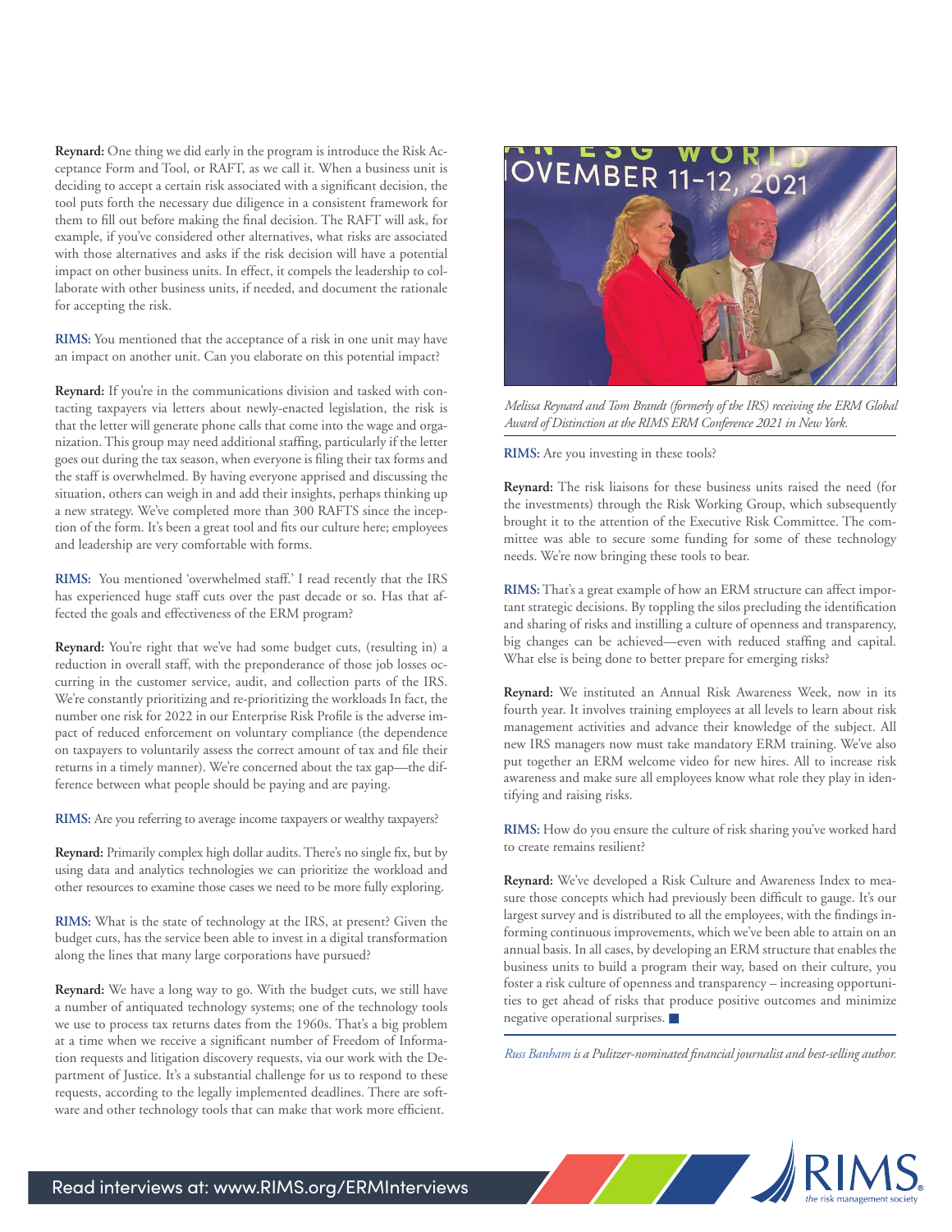**Reynard:** One thing we did early in the program is introduce the Risk Acceptance Form and Tool, or RAFT, as we call it. When a business unit is deciding to accept a certain risk associated with a significant decision, the tool puts forth the necessary due diligence in a consistent framework for them to fill out before making the final decision. The RAFT will ask, for example, if you've considered other alternatives, what risks are associated with those alternatives and asks if the risk decision will have a potential impact on other business units. In effect, it compels the leadership to collaborate with other business units, if needed, and document the rationale for accepting the risk.

**RIMS:** You mentioned that the acceptance of a risk in one unit may have an impact on another unit. Can you elaborate on this potential impact?

**Reynard:** If you're in the communications division and tasked with contacting taxpayers via letters about newly-enacted legislation, the risk is that the letter will generate phone calls that come into the wage and organization. This group may need additional staffing, particularly if the letter goes out during the tax season, when everyone is filing their tax forms and the staff is overwhelmed. By having everyone apprised and discussing the situation, others can weigh in and add their insights, perhaps thinking up a new strategy. We've completed more than 300 RAFTS since the inception of the form. It's been a great tool and fits our culture here; employees and leadership are very comfortable with forms.

**RIMS:** You mentioned 'overwhelmed staff.' I read recently that the IRS has experienced huge staff cuts over the past decade or so. Has that affected the goals and effectiveness of the ERM program?

**Reynard:** You're right that we've had some budget cuts, (resulting in) a reduction in overall staff, with the preponderance of those job losses occurring in the customer service, audit, and collection parts of the IRS. We're constantly prioritizing and re-prioritizing the workloads In fact, the number one risk for 2022 in our Enterprise Risk Profile is the adverse impact of reduced enforcement on voluntary compliance (the dependence on taxpayers to voluntarily assess the correct amount of tax and file their returns in a timely manner). We're concerned about the tax gap—the difference between what people should be paying and are paying.

**RIMS:** Are you referring to average income taxpayers or wealthy taxpayers?

**Reynard:** Primarily complex high dollar audits. There's no single fix, but by using data and analytics technologies we can prioritize the workload and other resources to examine those cases we need to be more fully exploring.

**RIMS:** What is the state of technology at the IRS, at present? Given the budget cuts, has the service been able to invest in a digital transformation along the lines that many large corporations have pursued?

**Reynard:** We have a long way to go. With the budget cuts, we still have a number of antiquated technology systems; one of the technology tools we use to process tax returns dates from the 1960s. That's a big problem at a time when we receive a significant number of Freedom of Information requests and litigation discovery requests, via our work with the Department of Justice. It's a substantial challenge for us to respond to these requests, according to the legally implemented deadlines. There are software and other technology tools that can make that work more efficient.

*Melissa Reynard and Tom Brandt (formerly of the IRS) receiving the ERM Global Award of Distinction at the RIMS ERM Conference 2021 in New York.*

**RIMS:** Are you investing in these tools?

**Reynard:** The risk liaisons for these business units raised the need (for the investments) through the Risk Working Group, which subsequently brought it to the attention of the Executive Risk Committee. The committee was able to secure some funding for some of these technology needs. We're now bringing these tools to bear.

**RIMS:** That's a great example of how an ERM structure can affect important strategic decisions. By toppling the silos precluding the identification and sharing of risks and instilling a culture of openness and transparency, big changes can be achieved—even with reduced staffing and capital. What else is being done to better prepare for emerging risks?

**Reynard:** We instituted an Annual Risk Awareness Week, now in its fourth year. It involves training employees at all levels to learn about risk management activities and advance their knowledge of the subject. All new IRS managers now must take mandatory ERM training. We've also put together an ERM welcome video for new hires. All to increase risk awareness and make sure all employees know what role they play in identifying and raising risks.

**RIMS:** How do you ensure the culture of risk sharing you've worked hard to create remains resilient?

**Reynard:** We've developed a Risk Culture and Awareness Index to measure those concepts which had previously been difficult to gauge. It's our largest survey and is distributed to all the employees, with the findings informing continuous improvements, which we've been able to attain on an annual basis. In all cases, by developing an ERM structure that enables the business units to build a program their way, based on their culture, you foster a risk culture of openness and transparency – increasing opportunities to get ahead of risks that produce positive outcomes and minimize negative operational surprises. ■

*Russ Banham is a Pulitzer-nominated financial journalist and best-selling author.*

Read interviews at: www.RIMS.org/ERMInterviews